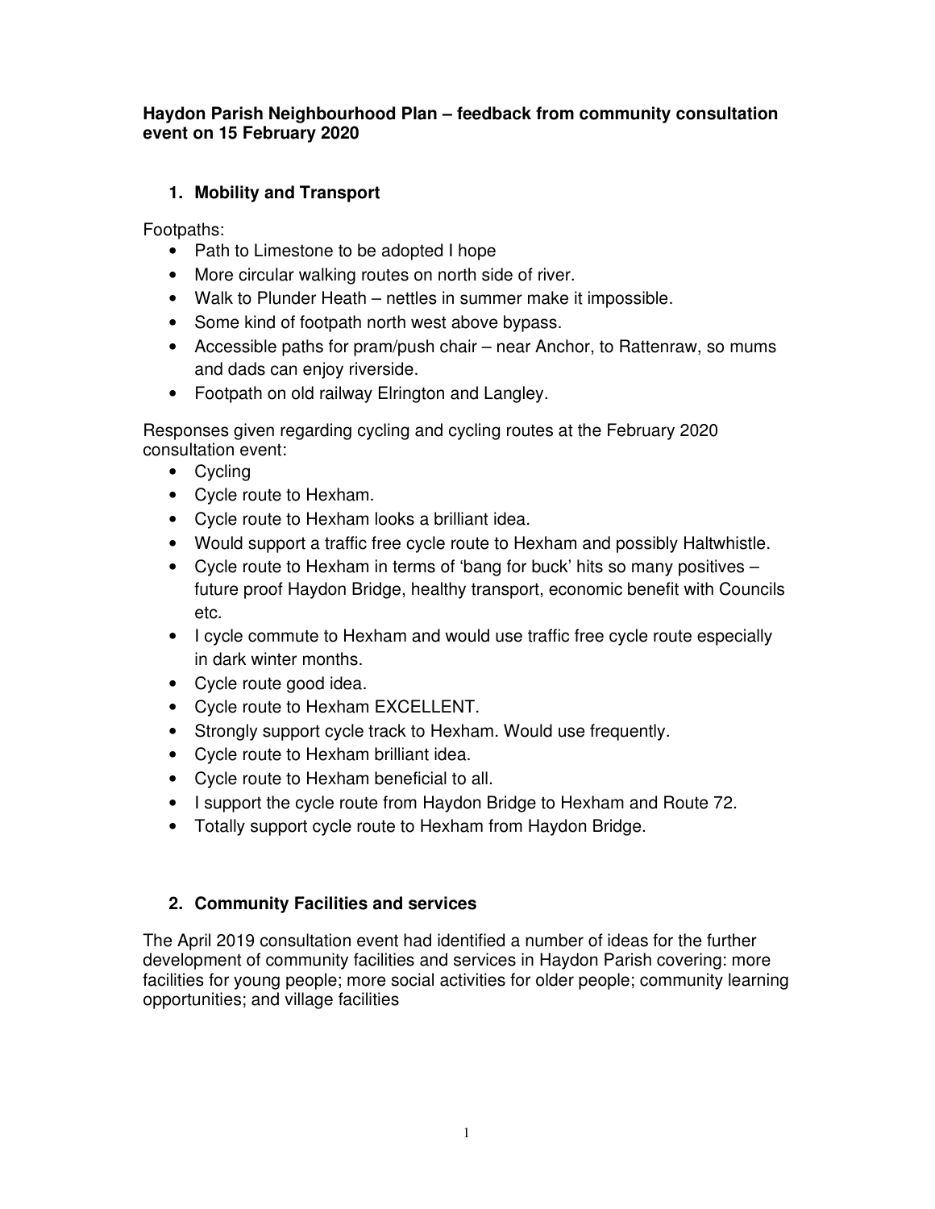**Haydon Parish Neighbourhood Plan – feedback from community consultation event on 15 February 2020**

## 1. Mobility and Transport

Footpaths:

- Path to Limestone to be adopted I hope
- More circular walking routes on north side of river.
- Walk to Plunder Heath – nettles in summer make it impossible.
- Some kind of footpath north west above bypass.
- Accessible paths for pram/push chair – near Anchor, to Rattenraw, so mums and dads can enjoy riverside.
- Footpath on old railway Elrington and Langley.

Responses given regarding cycling and cycling routes at the February 2020 consultation event:

- Cycling
- Cycle route to Hexham.
- Cycle route to Hexham looks a brilliant idea.
- Would support a traffic free cycle route to Hexham and possibly Haltwhistle.
- Cycle route to Hexham in terms of 'bang for buck' hits so many positives – future proof Haydon Bridge, healthy transport, economic benefit with Councils etc.
- I cycle commute to Hexham and would use traffic free cycle route especially in dark winter months.
- Cycle route good idea.
- Cycle route to Hexham EXCELLENT.
- Strongly support cycle track to Hexham. Would use frequently.
- Cycle route to Hexham brilliant idea.
- Cycle route to Hexham beneficial to all.
- I support the cycle route from Haydon Bridge to Hexham and Route 72.
- Totally support cycle route to Hexham from Haydon Bridge.

## 2. Community Facilities and services

The April 2019 consultation event had identified a number of ideas for the further development of community facilities and services in Haydon Parish covering: more facilities for young people; more social activities for older people; community learning opportunities; and village facilities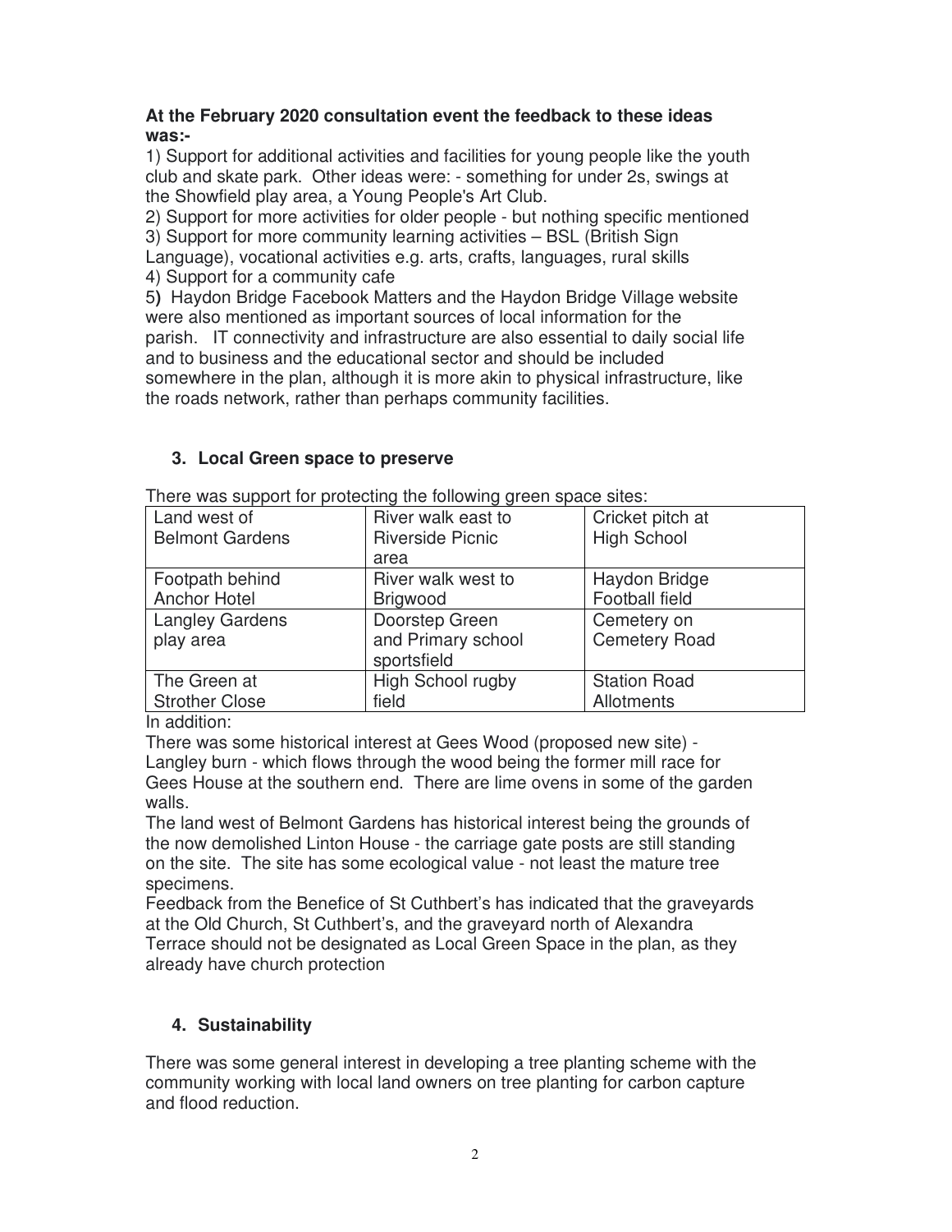**At the February 2020 consultation event the feedback to these ideas was:-**

1) Support for additional activities and facilities for young people like the youth club and skate park. Other ideas were: - something for under 2s, swings at the Showfield play area, a Young People's Art Club.
2) Support for more activities for older people - but nothing specific mentioned
3) Support for more community learning activities – BSL (British Sign Language), vocational activities e.g. arts, crafts, languages, rural skills
4) Support for a community cafe
5) Haydon Bridge Facebook Matters and the Haydon Bridge Village website were also mentioned as important sources of local information for the parish. IT connectivity and infrastructure are also essential to daily social life and to business and the educational sector and should be included somewhere in the plan, although it is more akin to physical infrastructure, like the roads network, rather than perhaps community facilities.

## 3. Local Green space to preserve

There was support for protecting the following green space sites:

| | | |
|---|---|---|
| Land west of Belmont Gardens | River walk east to Riverside Picnic area | Cricket pitch at High School |
| Footpath behind Anchor Hotel | River walk west to Brigwood | Haydon Bridge Football field |
| Langley Gardens play area | Doorstep Green and Primary school sportsfield | Cemetery on Cemetery Road |
| The Green at Strother Close | High School rugby field | Station Road Allotments |

In addition:

There was some historical interest at Gees Wood (proposed new site) - Langley burn - which flows through the wood being the former mill race for Gees House at the southern end. There are lime ovens in some of the garden walls.

The land west of Belmont Gardens has historical interest being the grounds of the now demolished Linton House - the carriage gate posts are still standing on the site. The site has some ecological value - not least the mature tree specimens.

Feedback from the Benefice of St Cuthbert's has indicated that the graveyards at the Old Church, St Cuthbert's, and the graveyard north of Alexandra Terrace should not be designated as Local Green Space in the plan, as they already have church protection

## 4. Sustainability

There was some general interest in developing a tree planting scheme with the community working with local land owners on tree planting for carbon capture and flood reduction.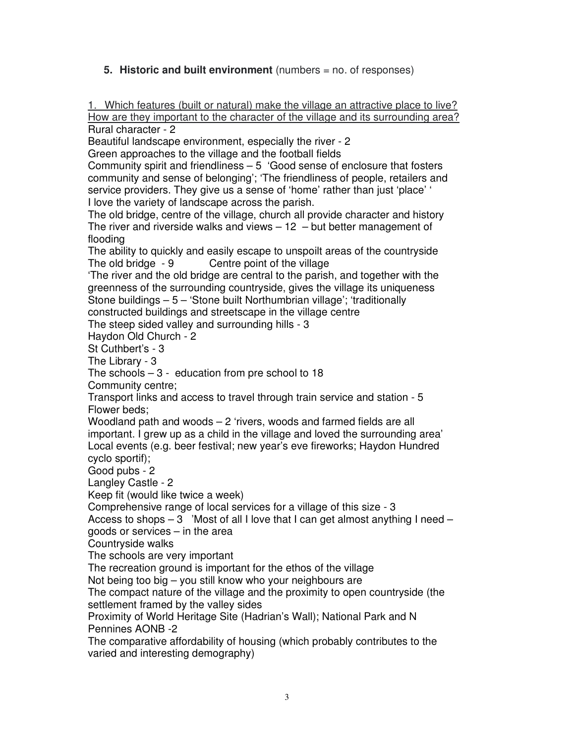## 5. **Historic and built environment** (numbers = no. of responses)

1. Which features (built or natural) make the village an attractive place to live? How are they important to the character of the village and its surrounding area?

Rural character - 2
Beautiful landscape environment, especially the river - 2
Green approaches to the village and the football fields
Community spirit and friendliness – 5 'Good sense of enclosure that fosters community and sense of belonging'; 'The friendliness of people, retailers and service providers. They give us a sense of 'home' rather than just 'place' '
I love the variety of landscape across the parish.
The old bridge, centre of the village, church all provide character and history
The river and riverside walks and views – 12 – but better management of flooding
The ability to quickly and easily escape to unspoilt areas of the countryside
The old bridge - 9 Centre point of the village
'The river and the old bridge are central to the parish, and together with the greenness of the surrounding countryside, gives the village its uniqueness
Stone buildings – 5 – 'Stone built Northumbrian village'; 'traditionally constructed buildings and streetscape in the village centre
The steep sided valley and surrounding hills - 3
Haydon Old Church - 2
St Cuthbert's - 3
The Library - 3
The schools – 3 - education from pre school to 18
Community centre;
Transport links and access to travel through train service and station - 5
Flower beds;
Woodland path and woods – 2 'rivers, woods and farmed fields are all important. I grew up as a child in the village and loved the surrounding area'
Local events (e.g. beer festival; new year's eve fireworks; Haydon Hundred cyclo sportif);
Good pubs - 2
Langley Castle - 2
Keep fit (would like twice a week)
Comprehensive range of local services for a village of this size - 3
Access to shops – 3 'Most of all I love that I can get almost anything I need – goods or services – in the area
Countryside walks
The schools are very important
The recreation ground is important for the ethos of the village
Not being too big – you still know who your neighbours are
The compact nature of the village and the proximity to open countryside (the settlement framed by the valley sides
Proximity of World Heritage Site (Hadrian's Wall); National Park and N Pennines AONB -2
The comparative affordability of housing (which probably contributes to the varied and interesting demography)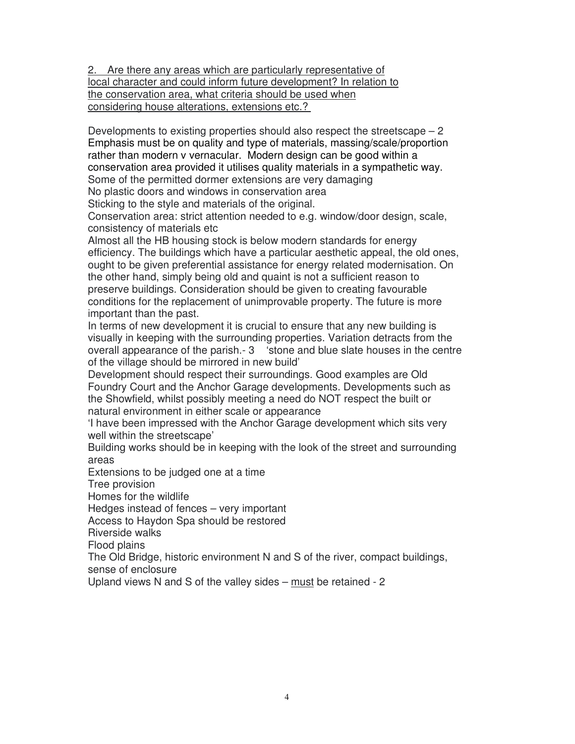<u>2. Are there any areas which are particularly representative of local character and could inform future development? In relation to the conservation area, what criteria should be used when considering house alterations, extensions etc.?</u>

Developments to existing properties should also respect the streetscape – 2

Emphasis must be on quality and type of materials, massing/scale/proportion rather than modern v vernacular. Modern design can be good within a conservation area provided it utilises quality materials in a sympathetic way.

Some of the permitted dormer extensions are very damaging

No plastic doors and windows in conservation area

Sticking to the style and materials of the original.

Conservation area: strict attention needed to e.g. window/door design, scale, consistency of materials etc

Almost all the HB housing stock is below modern standards for energy efficiency. The buildings which have a particular aesthetic appeal, the old ones, ought to be given preferential assistance for energy related modernisation. On the other hand, simply being old and quaint is not a sufficient reason to preserve buildings. Consideration should be given to creating favourable conditions for the replacement of unimprovable property. The future is more important than the past.

In terms of new development it is crucial to ensure that any new building is visually in keeping with the surrounding properties. Variation detracts from the overall appearance of the parish.- 3 'stone and blue slate houses in the centre of the village should be mirrored in new build'

Development should respect their surroundings. Good examples are Old Foundry Court and the Anchor Garage developments. Developments such as the Showfield, whilst possibly meeting a need do NOT respect the built or natural environment in either scale or appearance

'I have been impressed with the Anchor Garage development which sits very well within the streetscape'

Building works should be in keeping with the look of the street and surrounding areas

Extensions to be judged one at a time

Tree provision

Homes for the wildlife

Hedges instead of fences – very important

Access to Haydon Spa should be restored

Riverside walks

Flood plains

The Old Bridge, historic environment N and S of the river, compact buildings, sense of enclosure

Upland views N and S of the valley sides – <u>must</u> be retained - 2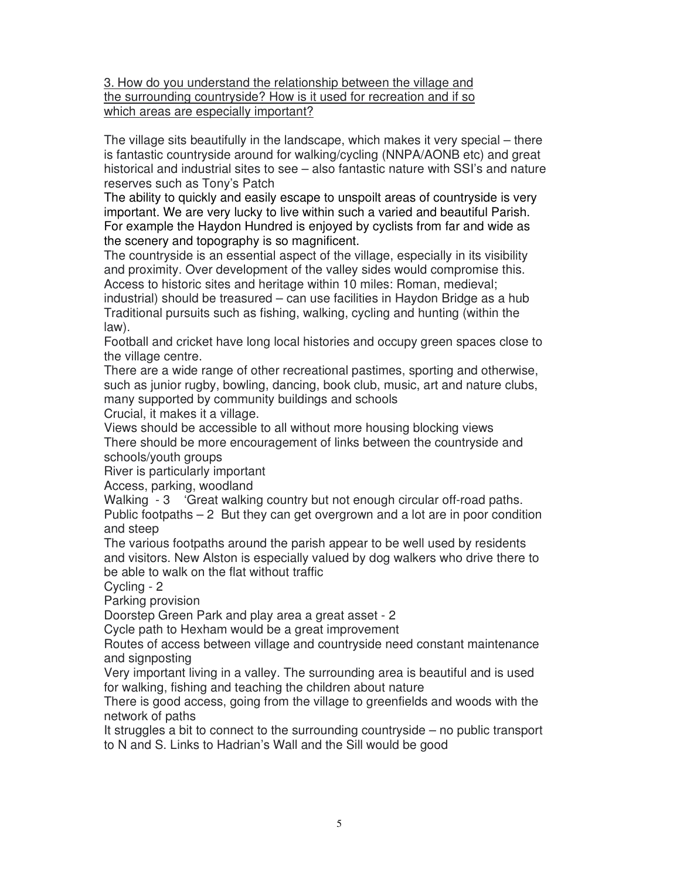<u>3. How do you understand the relationship between the village and the surrounding countryside? How is it used for recreation and if so which areas are especially important?</u>

The village sits beautifully in the landscape, which makes it very special – there is fantastic countryside around for walking/cycling (NNPA/AONB etc) and great historical and industrial sites to see – also fantastic nature with SSI's and nature reserves such as Tony's Patch

The ability to quickly and easily escape to unspoilt areas of countryside is very important. We are very lucky to live within such a varied and beautiful Parish. For example the Haydon Hundred is enjoyed by cyclists from far and wide as the scenery and topography is so magnificent.

The countryside is an essential aspect of the village, especially in its visibility and proximity. Over development of the valley sides would compromise this.

Access to historic sites and heritage within 10 miles: Roman, medieval; industrial) should be treasured – can use facilities in Haydon Bridge as a hub

Traditional pursuits such as fishing, walking, cycling and hunting (within the law).

Football and cricket have long local histories and occupy green spaces close to the village centre.

There are a wide range of other recreational pastimes, sporting and otherwise, such as junior rugby, bowling, dancing, book club, music, art and nature clubs, many supported by community buildings and schools

Crucial, it makes it a village.

Views should be accessible to all without more housing blocking views

There should be more encouragement of links between the countryside and schools/youth groups

River is particularly important

Access, parking, woodland

Walking - 3 'Great walking country but not enough circular off-road paths.

Public footpaths – 2 But they can get overgrown and a lot are in poor condition and steep

The various footpaths around the parish appear to be well used by residents and visitors. New Alston is especially valued by dog walkers who drive there to be able to walk on the flat without traffic

Cycling - 2

Parking provision

Doorstep Green Park and play area a great asset - 2

Cycle path to Hexham would be a great improvement

Routes of access between village and countryside need constant maintenance and signposting

Very important living in a valley. The surrounding area is beautiful and is used for walking, fishing and teaching the children about nature

There is good access, going from the village to greenfields and woods with the network of paths

It struggles a bit to connect to the surrounding countryside – no public transport to N and S. Links to Hadrian's Wall and the Sill would be good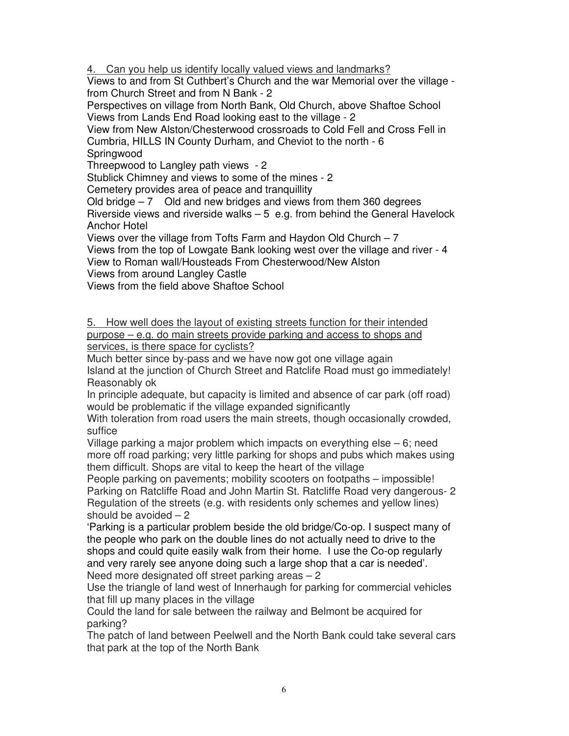4. Can you help us identify locally valued views and landmarks?

Views to and from St Cuthbert's Church and the war Memorial over the village - from Church Street and from N Bank - 2
Perspectives on village from North Bank, Old Church, above Shaftoe School
Views from Lands End Road looking east to the village - 2
View from New Alston/Chesterwood crossroads to Cold Fell and Cross Fell in Cumbria, HILLS IN County Durham, and Cheviot to the north - 6
Springwood
Threepwood to Langley path views - 2
Stublick Chimney and views to some of the mines - 2
Cemetery provides area of peace and tranquillity
Old bridge – 7 Old and new bridges and views from them 360 degrees
Riverside views and riverside walks – 5 e.g. from behind the General Havelock Anchor Hotel
Views over the village from Tofts Farm and Haydon Old Church – 7
Views from the top of Lowgate Bank looking west over the village and river - 4
View to Roman wall/Housteads From Chesterwood/New Alston
Views from around Langley Castle
Views from the field above Shaftoe School

5. How well does the layout of existing streets function for their intended purpose – e.g. do main streets provide parking and access to shops and services, is there space for cyclists?

Much better since by-pass and we have now got one village again
Island at the junction of Church Street and Ratclife Road must go immediately!
Reasonably ok
In principle adequate, but capacity is limited and absence of car park (off road) would be problematic if the village expanded significantly
With toleration from road users the main streets, though occasionally crowded, suffice
Village parking a major problem which impacts on everything else – 6; need more off road parking; very little parking for shops and pubs which makes using them difficult. Shops are vital to keep the heart of the village
People parking on pavements; mobility scooters on footpaths – impossible!
Parking on Ratcliffe Road and John Martin St. Ratcliffe Road very dangerous- 2
Regulation of the streets (e.g. with residents only schemes and yellow lines) should be avoided – 2
'Parking is a particular problem beside the old bridge/Co-op. I suspect many of the people who park on the double lines do not actually need to drive to the shops and could quite easily walk from their home. I use the Co-op regularly and very rarely see anyone doing such a large shop that a car is needed'.
Need more designated off street parking areas – 2
Use the triangle of land west of Innerhaugh for parking for commercial vehicles that fill up many places in the village
Could the land for sale between the railway and Belmont be acquired for parking?
The patch of land between Peelwell and the North Bank could take several cars that park at the top of the North Bank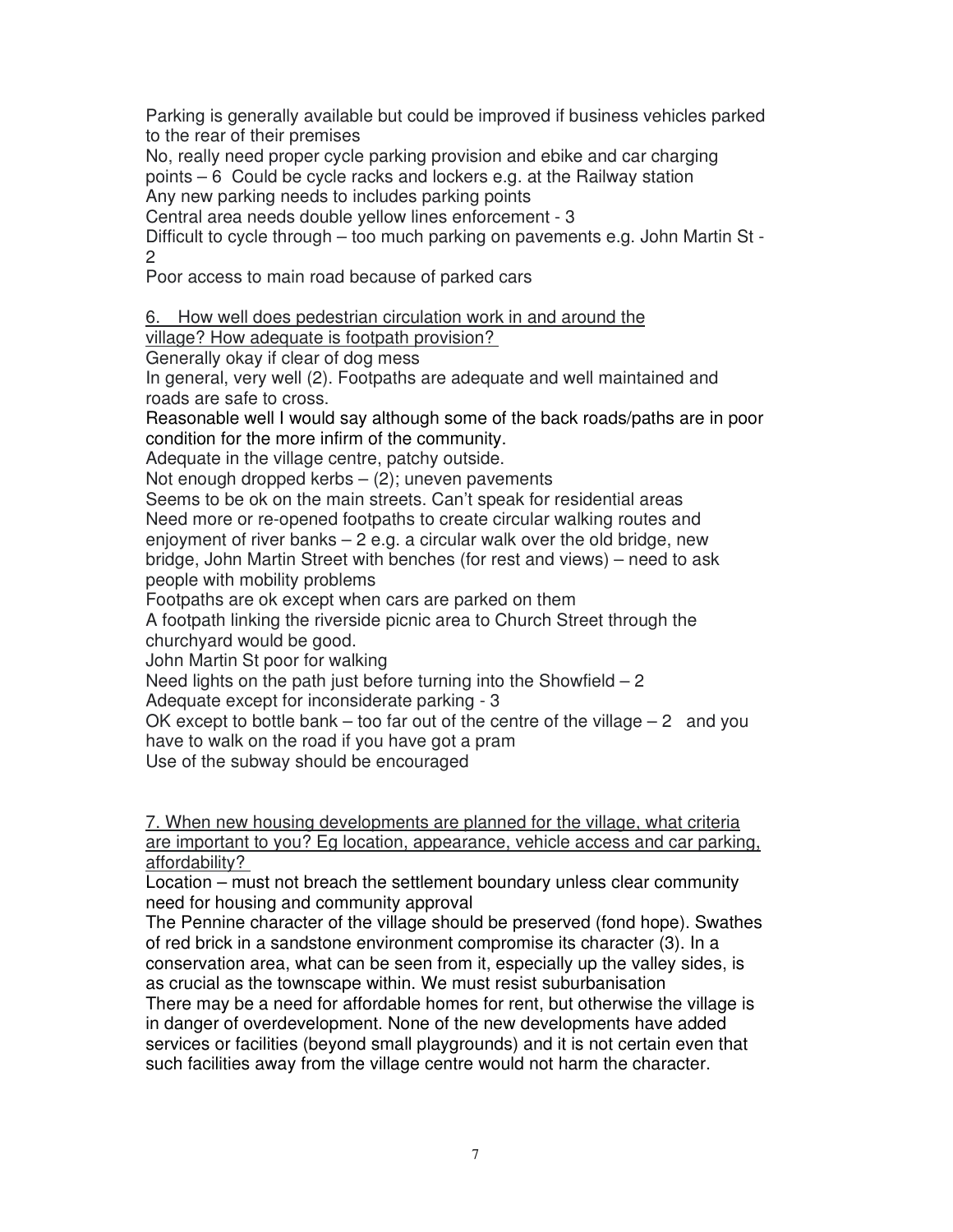Parking is generally available but could be improved if business vehicles parked to the rear of their premises

No, really need proper cycle parking provision and ebike and car charging points – 6  Could be cycle racks and lockers e.g. at the Railway station

Any new parking needs to includes parking points

Central area needs double yellow lines enforcement - 3

Difficult to cycle through – too much parking on pavements e.g. John Martin St - 2

Poor access to main road because of parked cars

6.   How well does pedestrian circulation work in and around the village? How adequate is footpath provision?

Generally okay if clear of dog mess

In general, very well (2). Footpaths are adequate and well maintained and roads are safe to cross.

Reasonable well I would say although some of the back roads/paths are in poor condition for the more infirm of the community.

Adequate in the village centre, patchy outside.

Not enough dropped kerbs – (2); uneven pavements

Seems to be ok on the main streets. Can't speak for residential areas

Need more or re-opened footpaths to create circular walking routes and enjoyment of river banks – 2 e.g. a circular walk over the old bridge, new bridge, John Martin Street with benches (for rest and views) – need to ask people with mobility problems

Footpaths are ok except when cars are parked on them

A footpath linking the riverside picnic area to Church Street through the churchyard would be good.

John Martin St poor for walking

Need lights on the path just before turning into the Showfield – 2

Adequate except for inconsiderate parking - 3

OK except to bottle bank – too far out of the centre of the village – 2   and you have to walk on the road if you have got a pram

Use of the subway should be encouraged

7. When new housing developments are planned for the village, what criteria are important to you? Eg location, appearance, vehicle access and car parking, affordability?

Location – must not breach the settlement boundary unless clear community need for housing and community approval

The Pennine character of the village should be preserved (fond hope). Swathes of red brick in a sandstone environment compromise its character (3). In a conservation area, what can be seen from it, especially up the valley sides, is as crucial as the townscape within. We must resist suburbanisation

There may be a need for affordable homes for rent, but otherwise the village is in danger of overdevelopment. None of the new developments have added services or facilities (beyond small playgrounds) and it is not certain even that such facilities away from the village centre would not harm the character.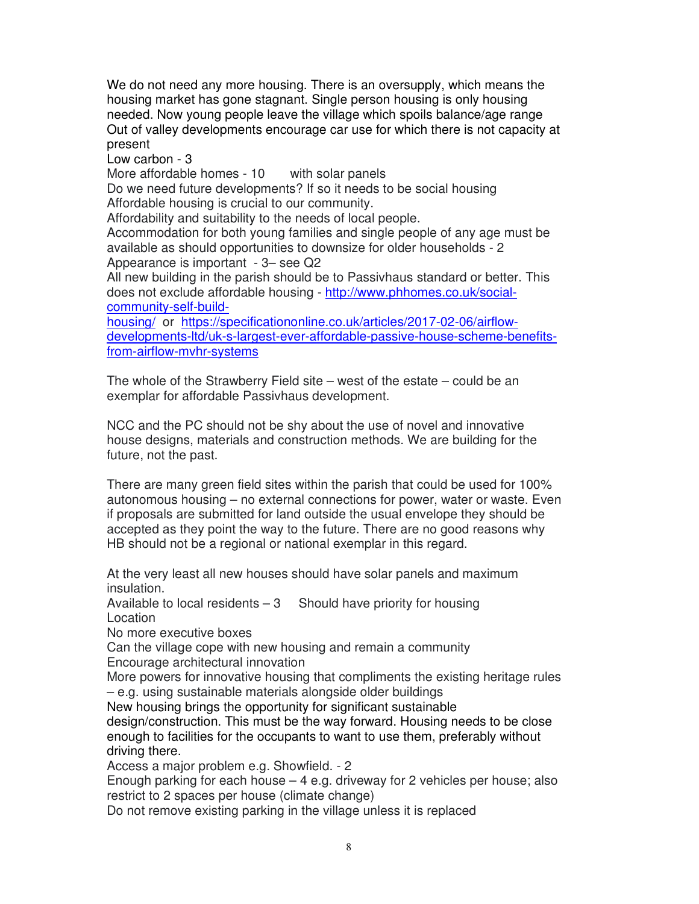We do not need any more housing. There is an oversupply, which means the housing market has gone stagnant. Single person housing is only housing needed. Now young people leave the village which spoils balance/age range
Out of valley developments encourage car use for which there is not capacity at present
Low carbon - 3
More affordable homes - 10 with solar panels
Do we need future developments? If so it needs to be social housing
Affordable housing is crucial to our community.
Affordability and suitability to the needs of local people.
Accommodation for both young families and single people of any age must be available as should opportunities to downsize for older households - 2
Appearance is important - 3– see Q2
All new building in the parish should be to Passivhaus standard or better. This does not exclude affordable housing - http://www.phhomes.co.uk/social-community-self-build-housing/ or https://specificationonline.co.uk/articles/2017-02-06/airflow-developments-ltd/uk-s-largest-ever-affordable-passive-house-scheme-benefits-from-airflow-mvhr-systems

The whole of the Strawberry Field site – west of the estate – could be an exemplar for affordable Passivhaus development.

NCC and the PC should not be shy about the use of novel and innovative house designs, materials and construction methods. We are building for the future, not the past.

There are many green field sites within the parish that could be used for 100% autonomous housing – no external connections for power, water or waste. Even if proposals are submitted for land outside the usual envelope they should be accepted as they point the way to the future. There are no good reasons why HB should not be a regional or national exemplar in this regard.

At the very least all new houses should have solar panels and maximum insulation.
Available to local residents – 3 Should have priority for housing
Location
No more executive boxes
Can the village cope with new housing and remain a community
Encourage architectural innovation
More powers for innovative housing that compliments the existing heritage rules – e.g. using sustainable materials alongside older buildings
New housing brings the opportunity for significant sustainable design/construction. This must be the way forward. Housing needs to be close enough to facilities for the occupants to want to use them, preferably without driving there.
Access a major problem e.g. Showfield. - 2
Enough parking for each house – 4 e.g. driveway for 2 vehicles per house; also restrict to 2 spaces per house (climate change)
Do not remove existing parking in the village unless it is replaced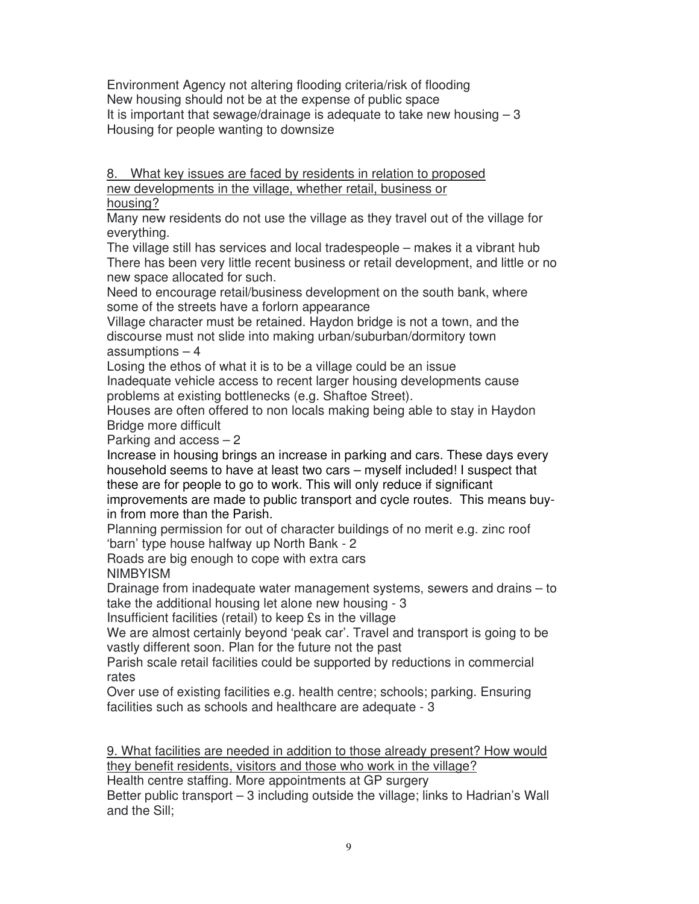Environment Agency not altering flooding criteria/risk of flooding
New housing should not be at the expense of public space
It is important that sewage/drainage is adequate to take new housing – 3
Housing for people wanting to downsize

<u>8. What key issues are faced by residents in relation to proposed new developments in the village, whether retail, business or housing?</u>

Many new residents do not use the village as they travel out of the village for everything.
The village still has services and local tradespeople – makes it a vibrant hub
There has been very little recent business or retail development, and little or no new space allocated for such.
Need to encourage retail/business development on the south bank, where some of the streets have a forlorn appearance
Village character must be retained. Haydon bridge is not a town, and the discourse must not slide into making urban/suburban/dormitory town assumptions – 4
Losing the ethos of what it is to be a village could be an issue
Inadequate vehicle access to recent larger housing developments cause problems at existing bottlenecks (e.g. Shaftoe Street).
Houses are often offered to non locals making being able to stay in Haydon Bridge more difficult
Parking and access – 2
Increase in housing brings an increase in parking and cars. These days every household seems to have at least two cars – myself included! I suspect that these are for people to go to work. This will only reduce if significant improvements are made to public transport and cycle routes. This means buy-in from more than the Parish.
Planning permission for out of character buildings of no merit e.g. zinc roof 'barn' type house halfway up North Bank - 2
Roads are big enough to cope with extra cars
NIMBYISM
Drainage from inadequate water management systems, sewers and drains – to take the additional housing let alone new housing - 3
Insufficient facilities (retail) to keep £s in the village
We are almost certainly beyond 'peak car'. Travel and transport is going to be vastly different soon. Plan for the future not the past
Parish scale retail facilities could be supported by reductions in commercial rates
Over use of existing facilities e.g. health centre; schools; parking. Ensuring facilities such as schools and healthcare are adequate - 3

<u>9. What facilities are needed in addition to those already present? How would they benefit residents, visitors and those who work in the village?</u>

Health centre staffing. More appointments at GP surgery
Better public transport – 3 including outside the village; links to Hadrian's Wall and the Sill;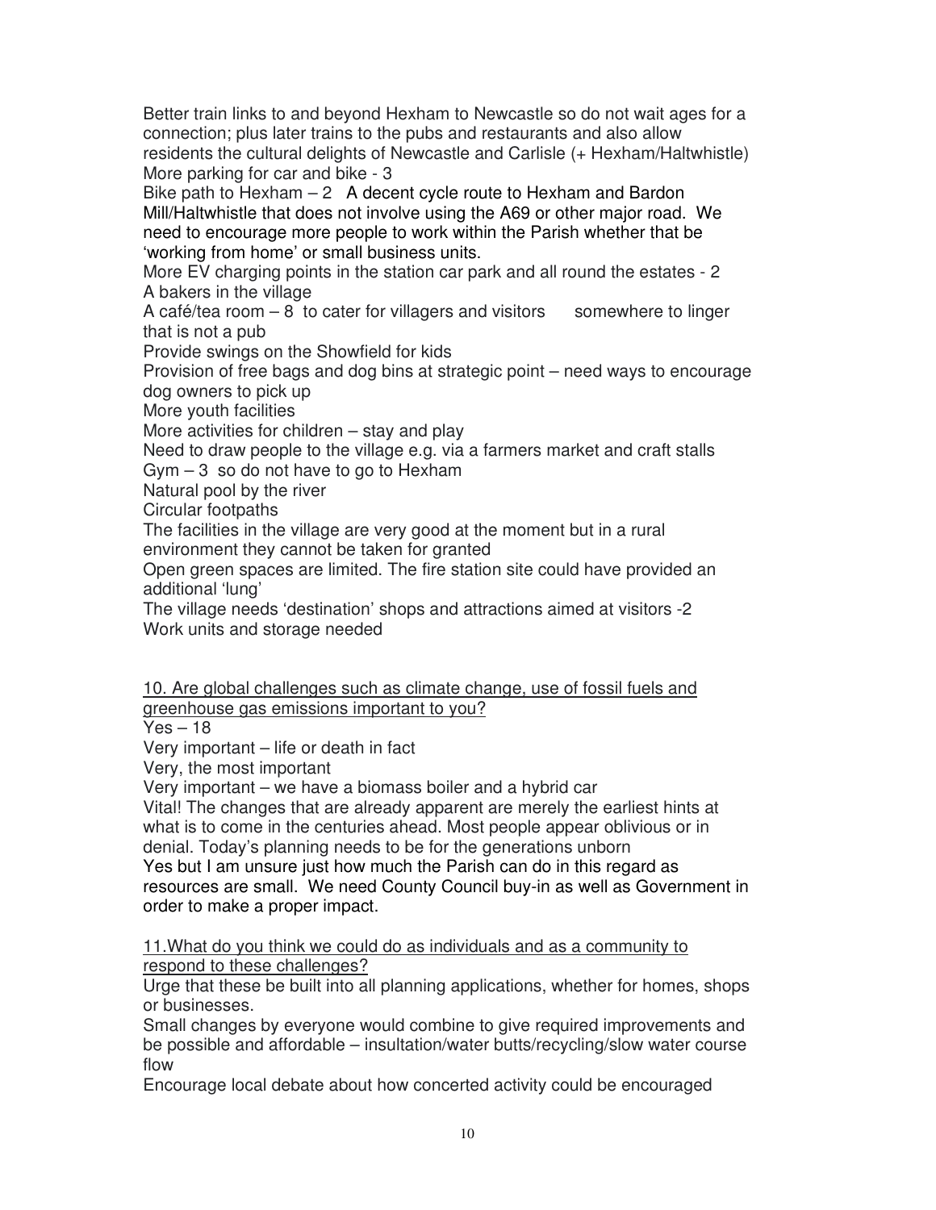Better train links to and beyond Hexham to Newcastle so do not wait ages for a connection; plus later trains to the pubs and restaurants and also allow residents the cultural delights of Newcastle and Carlisle (+ Hexham/Haltwhistle)

More parking for car and bike - 3

Bike path to Hexham – 2 A decent cycle route to Hexham and Bardon Mill/Haltwhistle that does not involve using the A69 or other major road. We need to encourage more people to work within the Parish whether that be 'working from home' or small business units.

More EV charging points in the station car park and all round the estates - 2

A bakers in the village

A café/tea room – 8 to cater for villagers and visitors somewhere to linger that is not a pub

Provide swings on the Showfield for kids

Provision of free bags and dog bins at strategic point – need ways to encourage dog owners to pick up

More youth facilities

More activities for children – stay and play

Need to draw people to the village e.g. via a farmers market and craft stalls

Gym – 3 so do not have to go to Hexham

Natural pool by the river

Circular footpaths

The facilities in the village are very good at the moment but in a rural environment they cannot be taken for granted

Open green spaces are limited. The fire station site could have provided an additional 'lung'

The village needs 'destination' shops and attractions aimed at visitors -2

Work units and storage needed

10. Are global challenges such as climate change, use of fossil fuels and greenhouse gas emissions important to you?

Yes – 18

Very important – life or death in fact

Very, the most important

Very important – we have a biomass boiler and a hybrid car

Vital! The changes that are already apparent are merely the earliest hints at what is to come in the centuries ahead. Most people appear oblivious or in denial. Today's planning needs to be for the generations unborn

Yes but I am unsure just how much the Parish can do in this regard as resources are small. We need County Council buy-in as well as Government in order to make a proper impact.

11.What do you think we could do as individuals and as a community to respond to these challenges?

Urge that these be built into all planning applications, whether for homes, shops or businesses.

Small changes by everyone would combine to give required improvements and be possible and affordable – insultation/water butts/recycling/slow water course flow

Encourage local debate about how concerted activity could be encouraged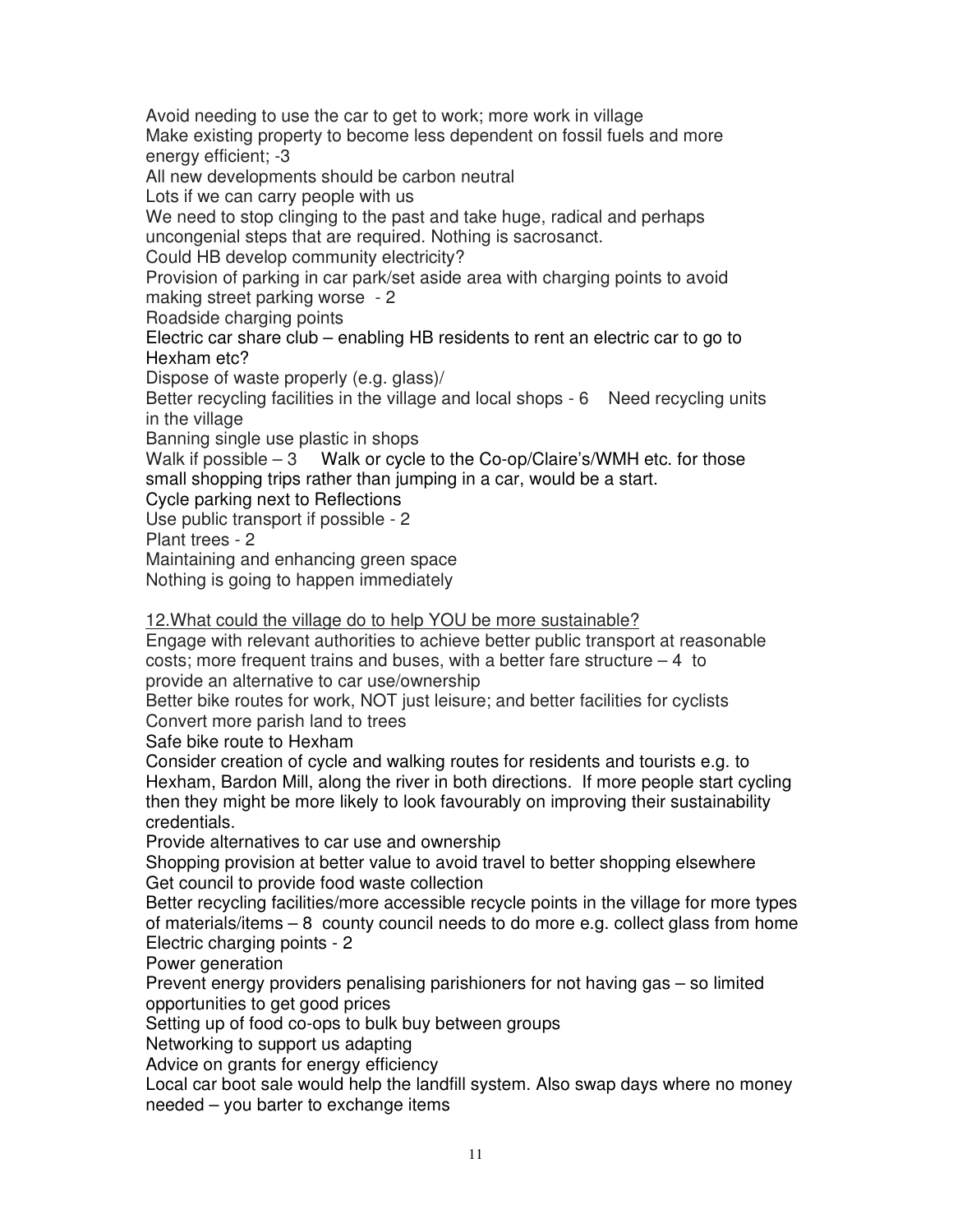Avoid needing to use the car to get to work; more work in village

Make existing property to become less dependent on fossil fuels and more energy efficient; -3

All new developments should be carbon neutral

Lots if we can carry people with us

We need to stop clinging to the past and take huge, radical and perhaps uncongenial steps that are required. Nothing is sacrosanct.

Could HB develop community electricity?

Provision of parking in car park/set aside area with charging points to avoid making street parking worse - 2

Roadside charging points

Electric car share club – enabling HB residents to rent an electric car to go to Hexham etc?

Dispose of waste properly (e.g. glass)/

Better recycling facilities in the village and local shops - 6 Need recycling units in the village

Banning single use plastic in shops

Walk if possible – 3 Walk or cycle to the Co-op/Claire's/WMH etc. for those small shopping trips rather than jumping in a car, would be a start.

Cycle parking next to Reflections

Use public transport if possible - 2

Plant trees - 2

Maintaining and enhancing green space

Nothing is going to happen immediately

<u>12.What could the village do to help YOU be more sustainable?</u>

Engage with relevant authorities to achieve better public transport at reasonable costs; more frequent trains and buses, with a better fare structure – 4 to provide an alternative to car use/ownership

Better bike routes for work, NOT just leisure; and better facilities for cyclists

Convert more parish land to trees

Safe bike route to Hexham

Consider creation of cycle and walking routes for residents and tourists e.g. to Hexham, Bardon Mill, along the river in both directions. If more people start cycling then they might be more likely to look favourably on improving their sustainability credentials.

Provide alternatives to car use and ownership

Shopping provision at better value to avoid travel to better shopping elsewhere

Get council to provide food waste collection

Better recycling facilities/more accessible recycle points in the village for more types of materials/items – 8 county council needs to do more e.g. collect glass from home

Electric charging points - 2

Power generation

Prevent energy providers penalising parishioners for not having gas – so limited opportunities to get good prices

Setting up of food co-ops to bulk buy between groups

Networking to support us adapting

Advice on grants for energy efficiency

Local car boot sale would help the landfill system. Also swap days where no money needed – you barter to exchange items